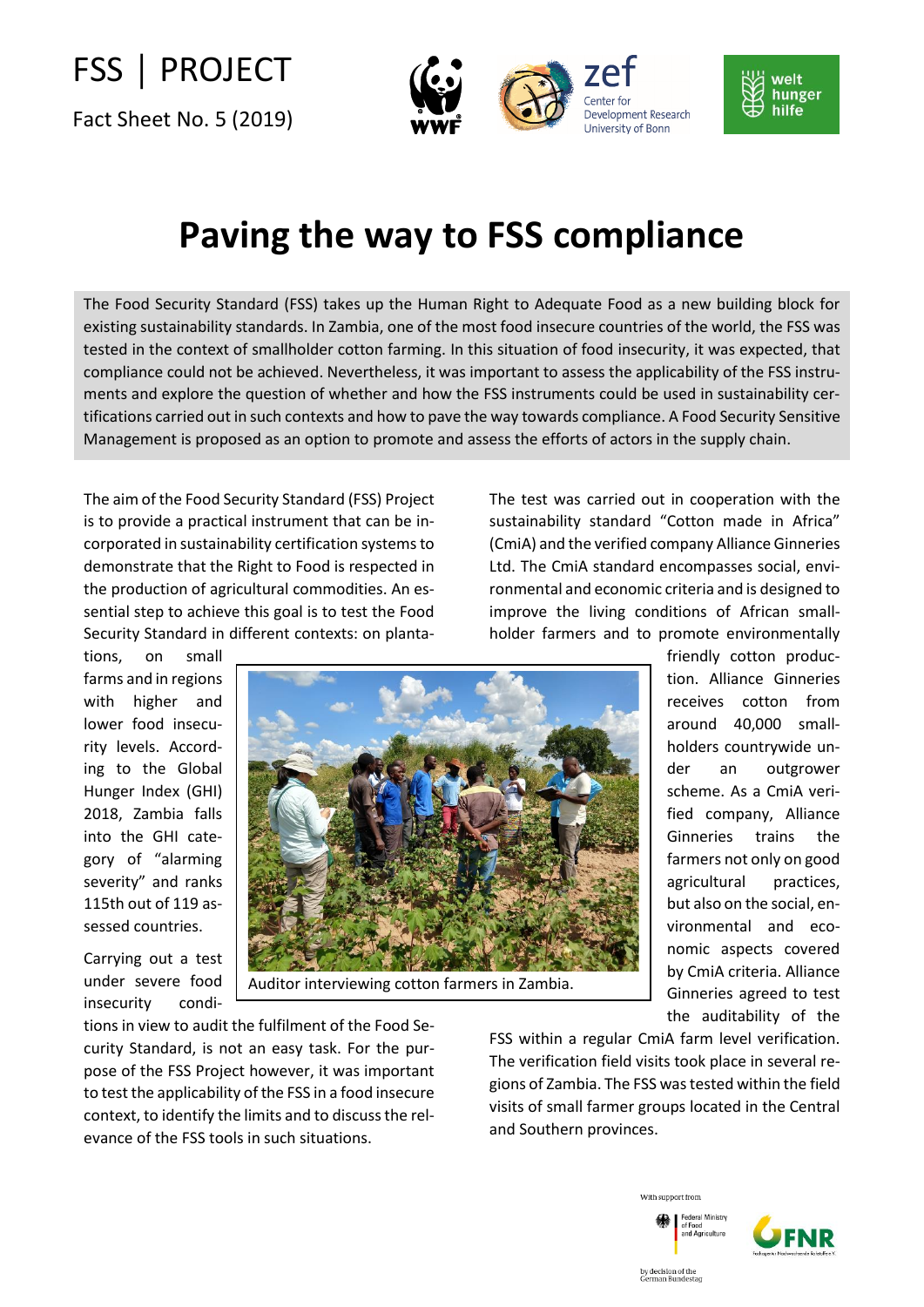FSS | PROJECT

Fact Sheet No. 5 (2019)

# Paving the way to FSS compliance

The Food Security Standard (FSS) takes up the Human Right to Adequate Food as a new building block for existing sustainability standards. In Zambia, one of the most food insecure countries of the world, the FSS was tested in the context of smallholder cotton farming. In this situation of food insecurity, it was expected, that compliance could not be achieved. Nevertheless, it was important to assess the applicability of the FSS instruments and explore the question of whether and how the FSS instruments could be used in sustainability certifications carried out in such contexts and how to pave the way towards compliance. A Food Security Sensitive Management is proposed as an option to promote and assess the efforts of actors in the supply chain.

The aim of the Food Security Standard (FSS) Project is to provide a practical instrument that can be incorporated in sustainability certification systems to demonstrate that the Right to Food is respected in the production of agricultural commodities. An essential step to achieve this goal is to test the Food Security Standard in different contexts: on plantations, on small farms and in regions with higher and lower food insecurity levels. According to the Global Hunger Index (GHI) 2018, Zambia falls into the GHI category of "alarming severity" and ranks 115th out of 119 assessed countries.

Carrying out a test under severe food insecurity conditions in view to audit the fulfilment of the Food Security Standard, is not an easy task. For the purpose of the FSS Project however, it was important to test the applicability of the FSS in a food insecure context, to identify the limits and to discuss the relevance of the FSS tools in such situations.

Auditor interviewing cotton farmers in Zambia.

The test was carried out in cooperation with the sustainability standard "Cotton made in Africa" (CmiA) and the verified company Alliance Ginneries Ltd. The CmiA standard encompasses social, environmental and economic criteria and is designed to improve the living conditions of African smallholder farmers and to promote environmentally friendly cotton production. Alliance Ginneries receives cotton from around 40,000 smallholders countrywide under an outgrower scheme. As a CmiA verified company, Alliance Ginneries trains the farmers not only on good agricultural practices, but also on the social, environmental and economic aspects covered by CmiA criteria. Alliance Ginneries agreed to test the auditability of the FSS within a regular CmiA farm level verification. The verification field visits took place in several regions of Zambia. The FSS was tested within the field visits of small farmer groups located in the Central and Southern provinces.

With support from

Federal Ministry of Food and Agriculture

by decision of the German Bundestag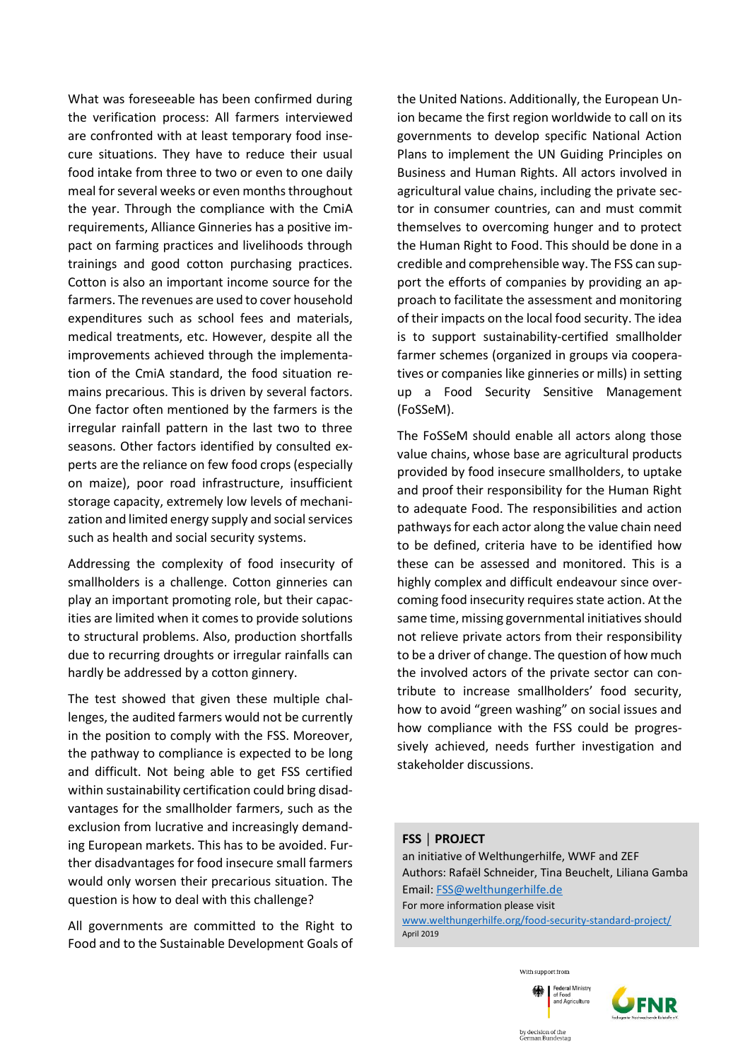What was foreseeable has been confirmed during the verification process: All farmers interviewed are confronted with at least temporary food insecure situations. They have to reduce their usual food intake from three to two or even to one daily meal for several weeks or even months throughout the year. Through the compliance with the CmiA requirements, Alliance Ginneries has a positive impact on farming practices and livelihoods through trainings and good cotton purchasing practices. Cotton is also an important income source for the farmers. The revenues are used to cover household expenditures such as school fees and materials, medical treatments, etc. However, despite all the improvements achieved through the implementation of the CmiA standard, the food situation remains precarious. This is driven by several factors. One factor often mentioned by the farmers is the irregular rainfall pattern in the last two to three seasons. Other factors identified by consulted experts are the reliance on few food crops (especially on maize), poor road infrastructure, insufficient storage capacity, extremely low levels of mechanization and limited energy supply and social services such as health and social security systems.

Addressing the complexity of food insecurity of smallholders is a challenge. Cotton ginneries can play an important promoting role, but their capacities are limited when it comes to provide solutions to structural problems. Also, production shortfalls due to recurring droughts or irregular rainfalls can hardly be addressed by a cotton ginnery.

The test showed that given these multiple challenges, the audited farmers would not be currently in the position to comply with the FSS. Moreover, the pathway to compliance is expected to be long and difficult. Not being able to get FSS certified within sustainability certification could bring disadvantages for the smallholder farmers, such as the exclusion from lucrative and increasingly demanding European markets. This has to be avoided. Further disadvantages for food insecure small farmers would only worsen their precarious situation. The question is how to deal with this challenge?

All governments are committed to the Right to Food and to the Sustainable Development Goals of the United Nations. Additionally, the European Union became the first region worldwide to call on its governments to develop specific National Action Plans to implement the UN Guiding Principles on Business and Human Rights. All actors involved in agricultural value chains, including the private sector in consumer countries, can and must commit themselves to overcoming hunger and to protect the Human Right to Food. This should be done in a credible and comprehensible way. The FSS can support the efforts of companies by providing an approach to facilitate the assessment and monitoring of their impacts on the local food security. The idea is to support sustainability-certified smallholder farmer schemes (organized in groups via cooperatives or companies like ginneries or mills) in setting up a Food Security Sensitive Management (FoSSeM).

The FoSSeM should enable all actors along those value chains, whose base are agricultural products provided by food insecure smallholders, to uptake and proof their responsibility for the Human Right to adequate Food. The responsibilities and action pathways for each actor along the value chain need to be defined, criteria have to be identified how these can be assessed and monitored. This is a highly complex and difficult endeavour since overcoming food insecurity requires state action. At the same time, missing governmental initiatives should not relieve private actors from their responsibility to be a driver of change. The question of how much the involved actors of the private sector can contribute to increase smallholders' food security, how to avoid "green washing" on social issues and how compliance with the FSS could be progressively achieved, needs further investigation and stakeholder discussions.

**FSS | PROJECT**

an initiative of Welthungerhilfe, WWF and ZEF
Authors: Rafaël Schneider, Tina Beuchelt, Liliana Gamba
Email: FSS@welthungerhilfe.de
For more information please visit
www.welthungerhilfe.org/food-security-standard-project/
April 2019

With support from

Federal Ministry of Food and Agriculture

FNR

by decision of the German Bundestag